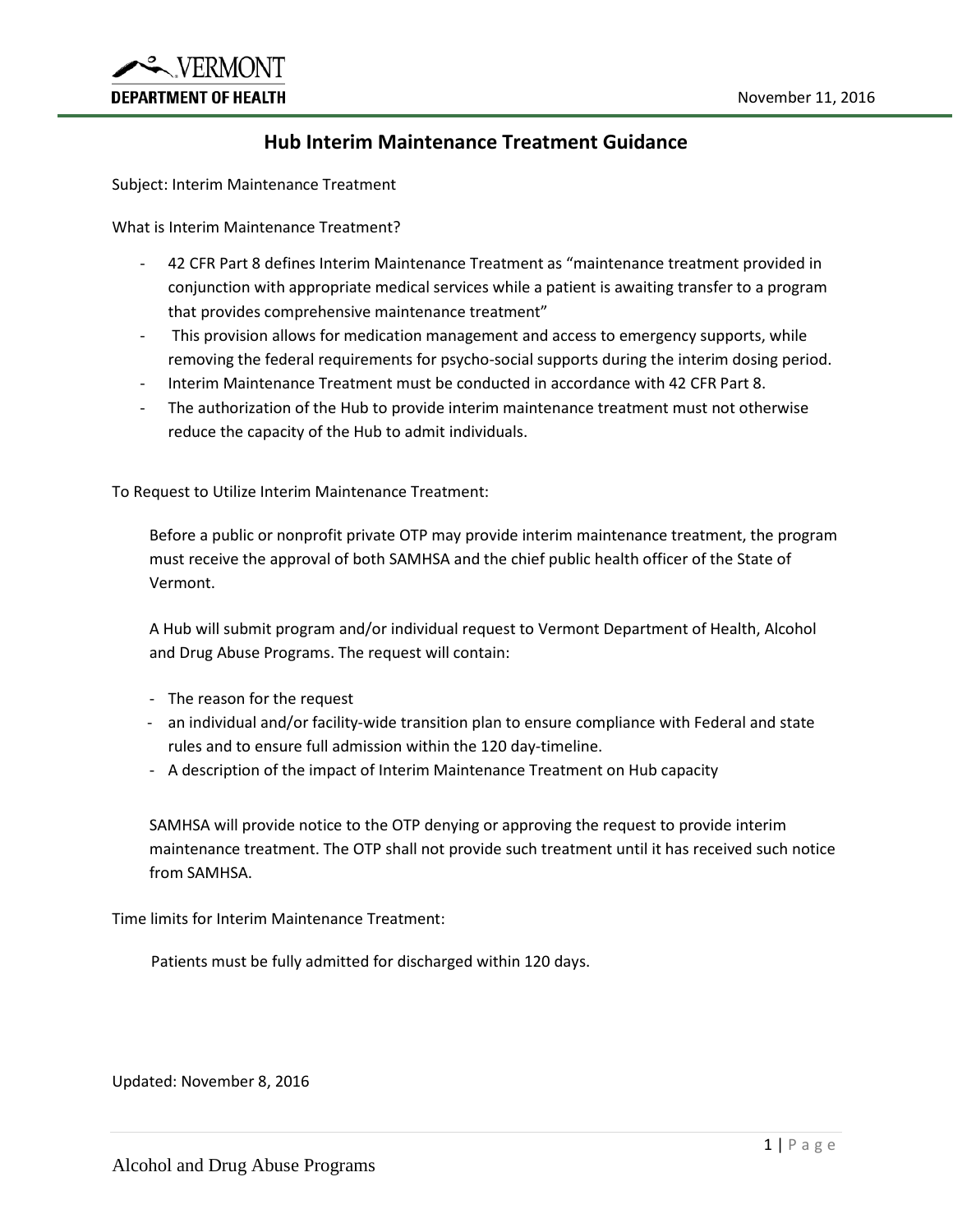VERMONT
DEPARTMENT OF HEALTH

November 11, 2016

# Hub Interim Maintenance Treatment Guidance

Subject: Interim Maintenance Treatment

What is Interim Maintenance Treatment?

- 42 CFR Part 8 defines Interim Maintenance Treatment as "maintenance treatment provided in conjunction with appropriate medical services while a patient is awaiting transfer to a program that provides comprehensive maintenance treatment"
- This provision allows for medication management and access to emergency supports, while removing the federal requirements for psycho-social supports during the interim dosing period.
- Interim Maintenance Treatment must be conducted in accordance with 42 CFR Part 8.
- The authorization of the Hub to provide interim maintenance treatment must not otherwise reduce the capacity of the Hub to admit individuals.

To Request to Utilize Interim Maintenance Treatment:

Before a public or nonprofit private OTP may provide interim maintenance treatment, the program must receive the approval of both SAMHSA and the chief public health officer of the State of Vermont.

A Hub will submit program and/or individual request to Vermont Department of Health, Alcohol and Drug Abuse Programs. The request will contain:

- The reason for the request
- an individual and/or facility-wide transition plan to ensure compliance with Federal and state rules and to ensure full admission within the 120 day-timeline.
- A description of the impact of Interim Maintenance Treatment on Hub capacity

SAMHSA will provide notice to the OTP denying or approving the request to provide interim maintenance treatment. The OTP shall not provide such treatment until it has received such notice from SAMHSA.

Time limits for Interim Maintenance Treatment:

Patients must be fully admitted for discharged within 120 days.

Updated: November 8, 2016

Alcohol and Drug Abuse Programs